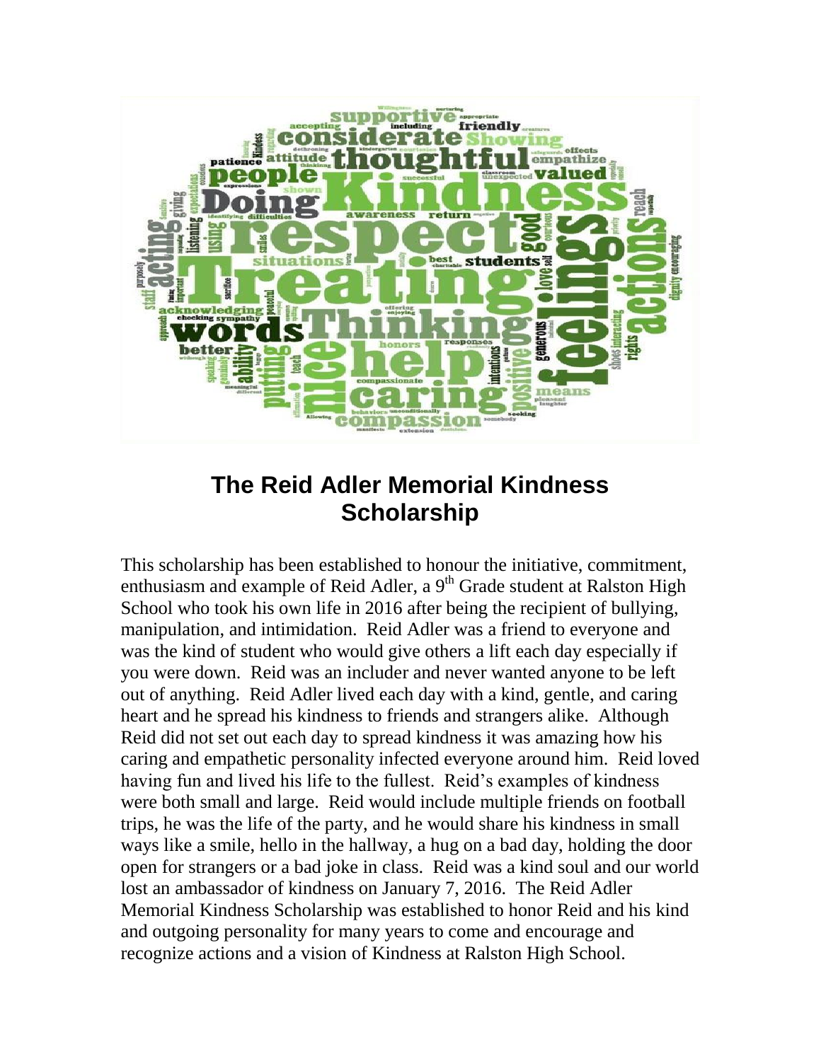# The Reid Adler Memorial Kindness Scholarship

This scholarship has been established to honour the initiative, commitment, enthusiasm and example of Reid Adler, a 9th Grade student at Ralston High School who took his own life in 2016 after being the recipient of bullying, manipulation, and intimidation. Reid Adler was a friend to everyone and was the kind of student who would give others a lift each day especially if you were down. Reid was an includer and never wanted anyone to be left out of anything. Reid Adler lived each day with a kind, gentle, and caring heart and he spread his kindness to friends and strangers alike. Although Reid did not set out each day to spread kindness it was amazing how his caring and empathetic personality infected everyone around him. Reid loved having fun and lived his life to the fullest. Reid's examples of kindness were both small and large. Reid would include multiple friends on football trips, he was the life of the party, and he would share his kindness in small ways like a smile, hello in the hallway, a hug on a bad day, holding the door open for strangers or a bad joke in class. Reid was a kind soul and our world lost an ambassador of kindness on January 7, 2016. The Reid Adler Memorial Kindness Scholarship was established to honor Reid and his kind and outgoing personality for many years to come and encourage and recognize actions and a vision of Kindness at Ralston High School.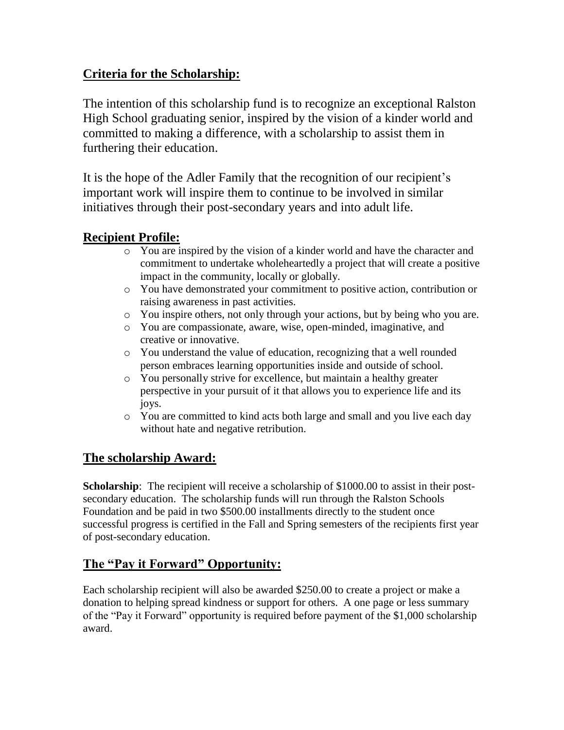## Criteria for the Scholarship:

The intention of this scholarship fund is to recognize an exceptional Ralston High School graduating senior, inspired by the vision of a kinder world and committed to making a difference, with a scholarship to assist them in furthering their education.

It is the hope of the Adler Family that the recognition of our recipient's important work will inspire them to continue to be involved in similar initiatives through their post-secondary years and into adult life.

## Recipient Profile:

- You are inspired by the vision of a kinder world and have the character and commitment to undertake wholeheartedly a project that will create a positive impact in the community, locally or globally.
- You have demonstrated your commitment to positive action, contribution or raising awareness in past activities.
- You inspire others, not only through your actions, but by being who you are.
- You are compassionate, aware, wise, open-minded, imaginative, and creative or innovative.
- You understand the value of education, recognizing that a well rounded person embraces learning opportunities inside and outside of school.
- You personally strive for excellence, but maintain a healthy greater perspective in your pursuit of it that allows you to experience life and its joys.
- You are committed to kind acts both large and small and you live each day without hate and negative retribution.

## The scholarship Award:

**Scholarship**: The recipient will receive a scholarship of $1000.00 to assist in their post-secondary education. The scholarship funds will run through the Ralston Schools Foundation and be paid in two $500.00 installments directly to the student once successful progress is certified in the Fall and Spring semesters of the recipients first year of post-secondary education.

## The "Pay it Forward" Opportunity:

Each scholarship recipient will also be awarded $250.00 to create a project or make a donation to helping spread kindness or support for others. A one page or less summary of the "Pay it Forward" opportunity is required before payment of the $1,000 scholarship award.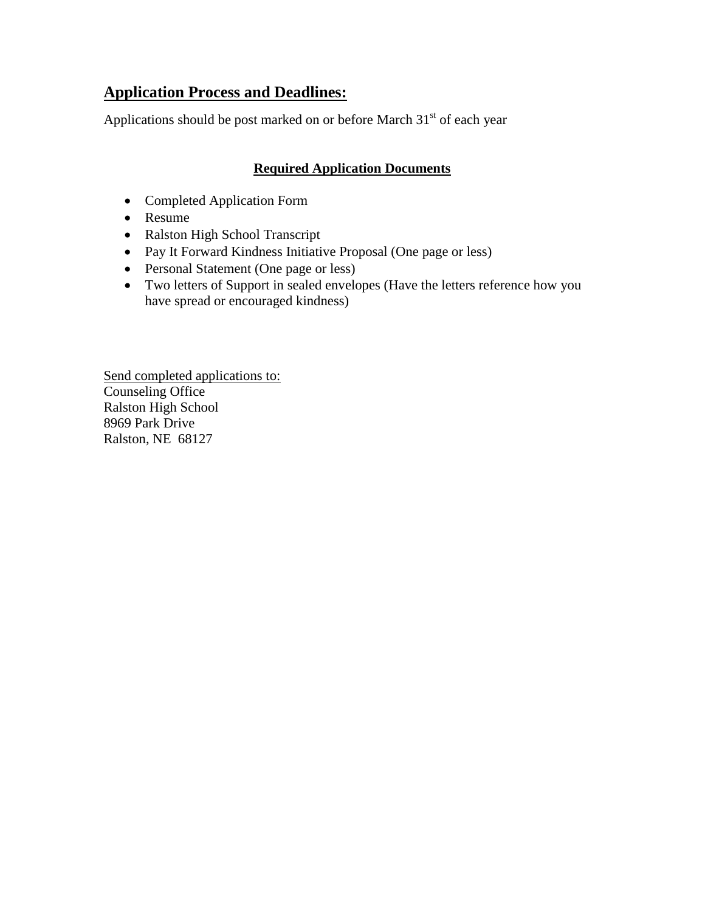## Application Process and Deadlines:

Applications should be post marked on or before March 31st of each year

### Required Application Documents

- Completed Application Form
- Resume
- Ralston High School Transcript
- Pay It Forward Kindness Initiative Proposal (One page or less)
- Personal Statement (One page or less)
- Two letters of Support in sealed envelopes (Have the letters reference how you have spread or encouraged kindness)

Send completed applications to:
Counseling Office
Ralston High School
8969 Park Drive
Ralston, NE 68127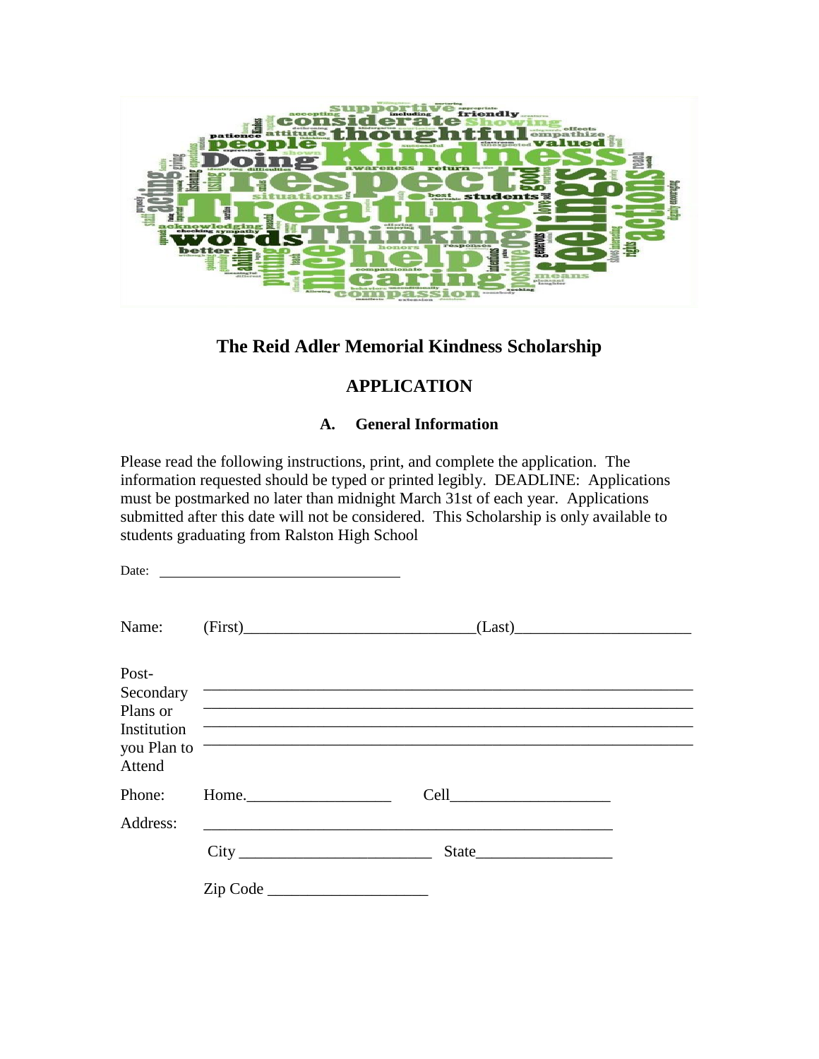# The Reid Adler Memorial Kindness Scholarship

## APPLICATION

### A. General Information

Please read the following instructions, print, and complete the application. The information requested should be typed or printed legibly. DEADLINE: Applications must be postmarked no later than midnight March 31st of each year. Applications submitted after this date will not be considered. This Scholarship is only available to students graduating from Ralston High School

Date: ________________________________

Name: (First)_____________________________(Last)______________________

Post-Secondary Plans or Institution you Plan to Attend

_______________________________________________________________

_______________________________________________________________

_______________________________________________________________

_______________________________________________________________

Phone: Home.__________________ Cell____________________

Address: ____________________________________________________

City _______________________ State_________________

Zip Code ____________________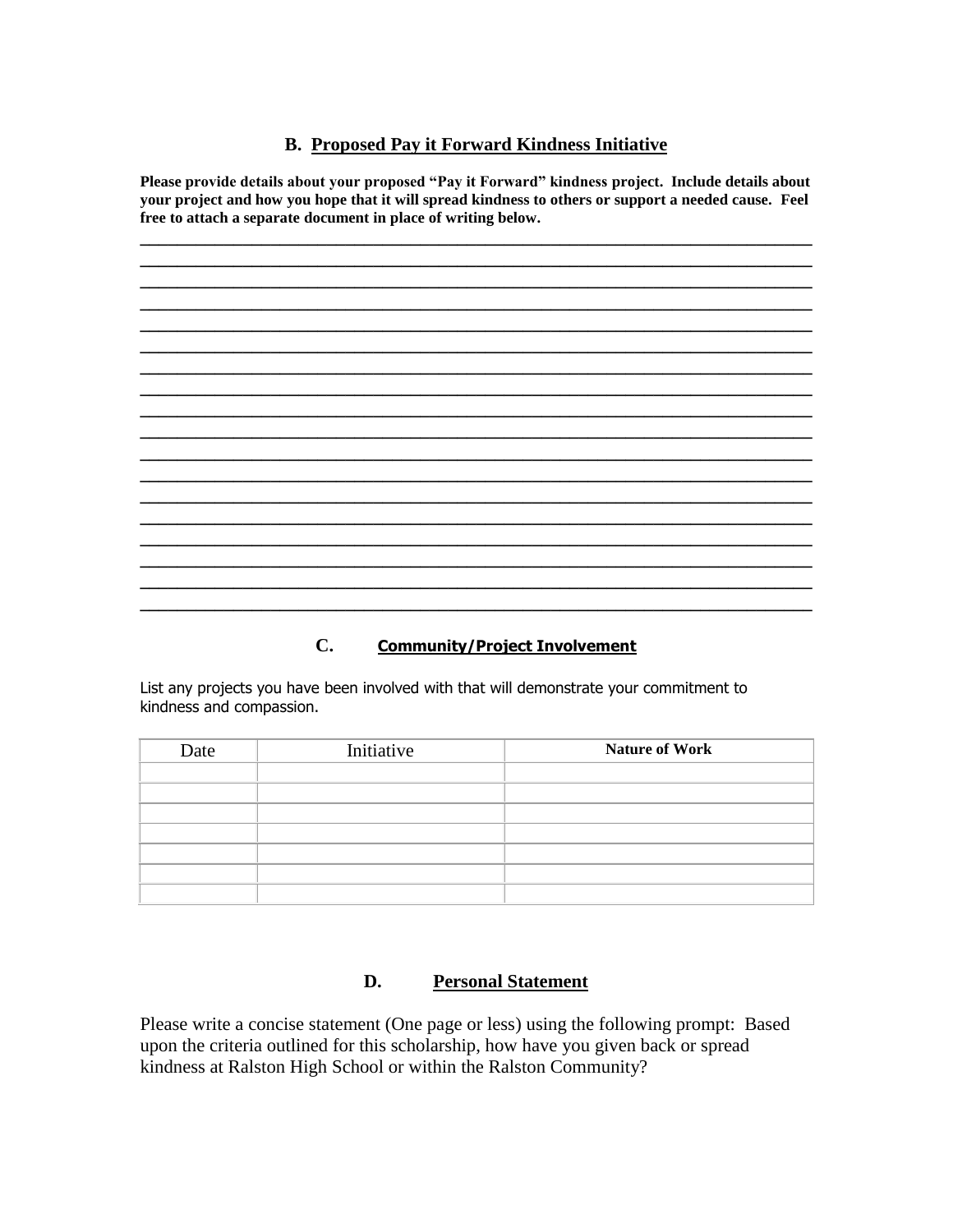## B. Proposed Pay it Forward Kindness Initiative

**Please provide details about your proposed "Pay it Forward" kindness project. Include details about your project and how you hope that it will spread kindness to others or support a needed cause. Feel free to attach a separate document in place of writing below.**

______________________________________________________________________________
______________________________________________________________________________
______________________________________________________________________________
______________________________________________________________________________
______________________________________________________________________________
______________________________________________________________________________
______________________________________________________________________________
______________________________________________________________________________
______________________________________________________________________________
______________________________________________________________________________
______________________________________________________________________________
______________________________________________________________________________
______________________________________________________________________________
______________________________________________________________________________
______________________________________________________________________________
______________________________________________________________________________
______________________________________________________________________________
______________________________________________________________________________

## C. Community/Project Involvement

List any projects you have been involved with that will demonstrate your commitment to kindness and compassion.

| Date | Initiative | Nature of Work |
|---|---|---|
| | | |
| | | |
| | | |
| | | |
| | | |
| | | |
| | | |

## D. Personal Statement

Please write a concise statement (One page or less) using the following prompt: Based upon the criteria outlined for this scholarship, how have you given back or spread kindness at Ralston High School or within the Ralston Community?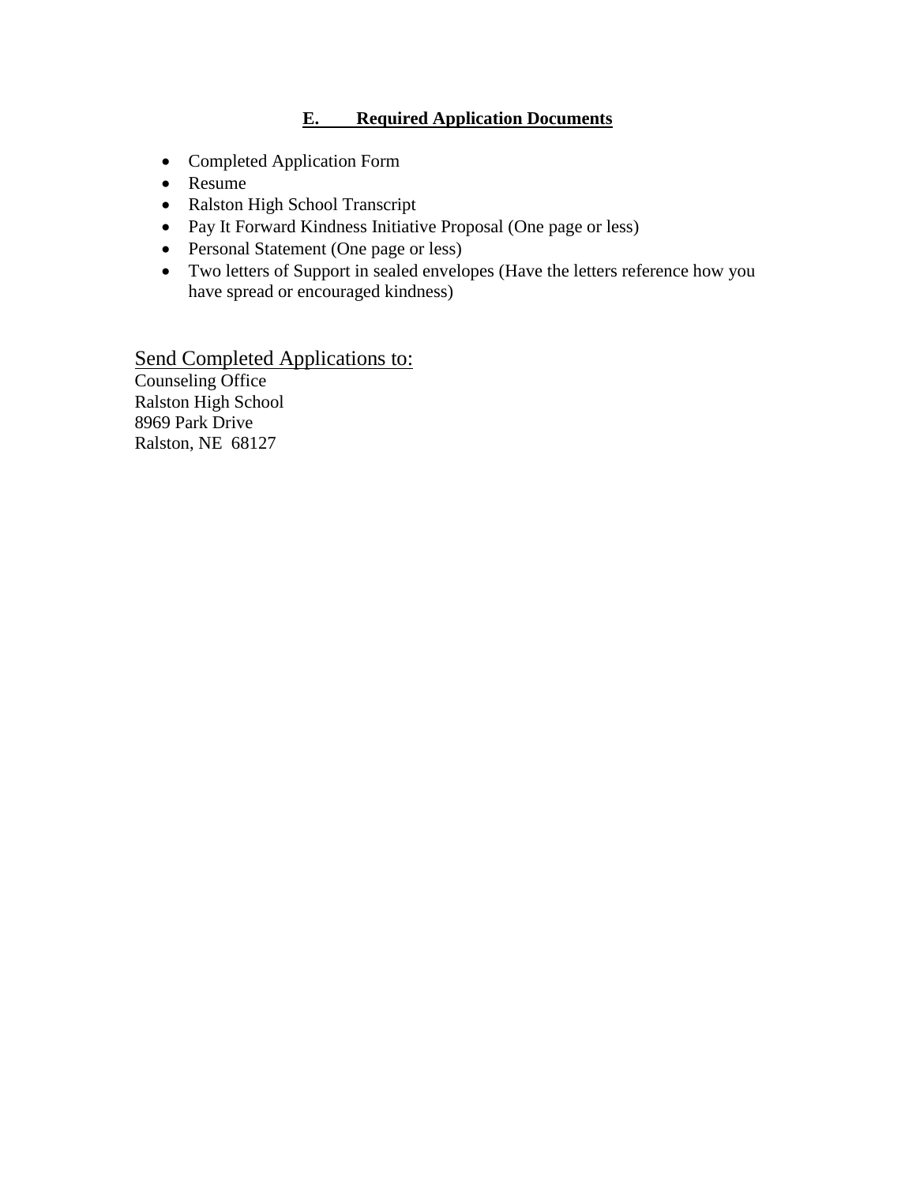## E. Required Application Documents

- Completed Application Form
- Resume
- Ralston High School Transcript
- Pay It Forward Kindness Initiative Proposal (One page or less)
- Personal Statement (One page or less)
- Two letters of Support in sealed envelopes (Have the letters reference how you have spread or encouraged kindness)

<u>Send Completed Applications to:</u>

Counseling Office
Ralston High School
8969 Park Drive
Ralston, NE 68127